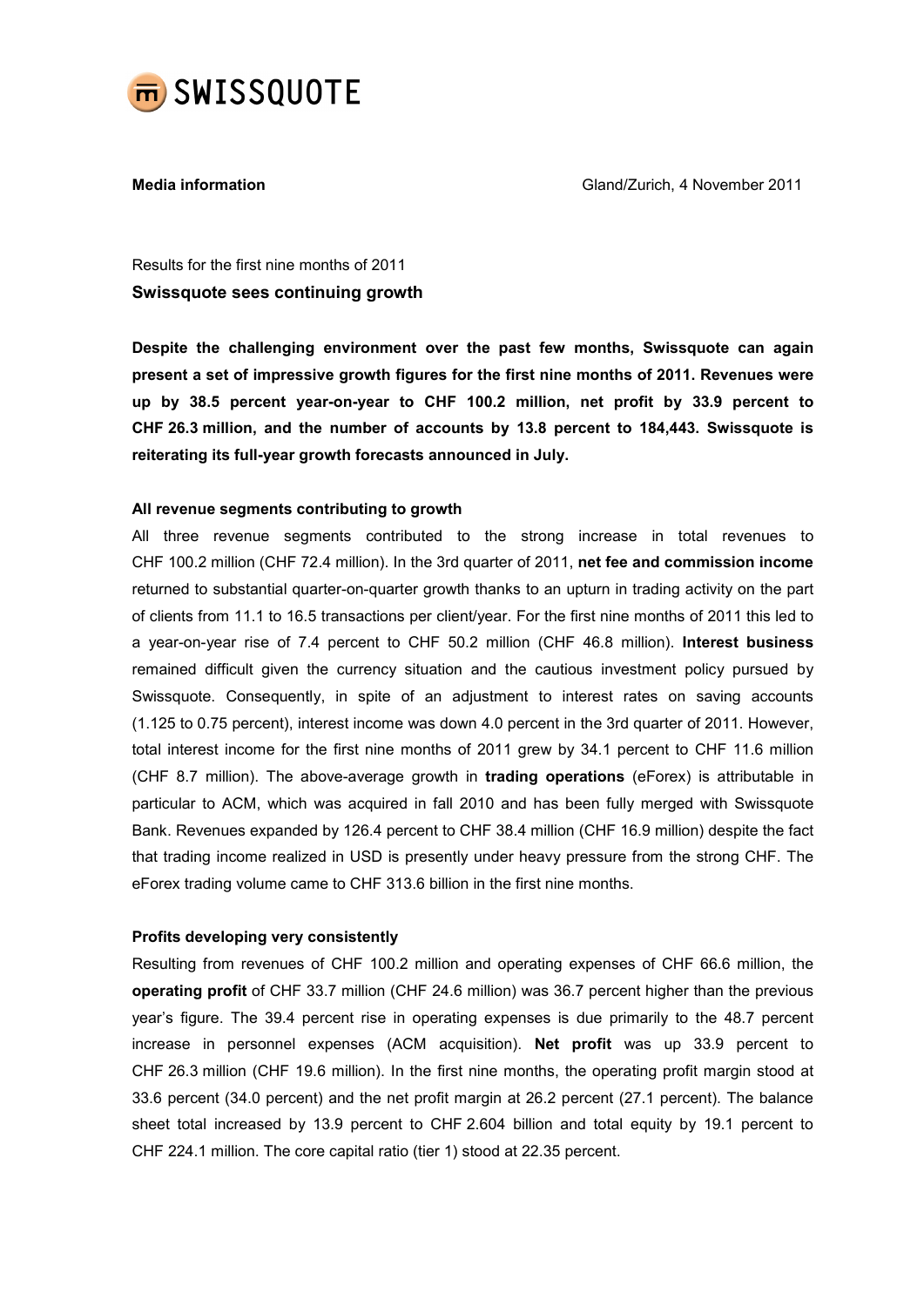**Media information** Gland/Zurich, 4 November 2011

Results for the first nine months of 2011

## Swissquote sees continuing growth

**Despite the challenging environment over the past few months, Swissquote can again present a set of impressive growth figures for the first nine months of 2011. Revenues were up by 38.5 percent year-on-year to CHF 100.2 million, net profit by 33.9 percent to CHF 26.3 million, and the number of accounts by 13.8 percent to 184,443. Swissquote is reiterating its full-year growth forecasts announced in July.**

### All revenue segments contributing to growth

All three revenue segments contributed to the strong increase in total revenues to CHF 100.2 million (CHF 72.4 million). In the 3rd quarter of 2011, **net fee and commission income** returned to substantial quarter-on-quarter growth thanks to an upturn in trading activity on the part of clients from 11.1 to 16.5 transactions per client/year. For the first nine months of 2011 this led to a year-on-year rise of 7.4 percent to CHF 50.2 million (CHF 46.8 million). **Interest business** remained difficult given the currency situation and the cautious investment policy pursued by Swissquote. Consequently, in spite of an adjustment to interest rates on saving accounts (1.125 to 0.75 percent), interest income was down 4.0 percent in the 3rd quarter of 2011. However, total interest income for the first nine months of 2011 grew by 34.1 percent to CHF 11.6 million (CHF 8.7 million). The above-average growth in **trading operations** (eForex) is attributable in particular to ACM, which was acquired in fall 2010 and has been fully merged with Swissquote Bank. Revenues expanded by 126.4 percent to CHF 38.4 million (CHF 16.9 million) despite the fact that trading income realized in USD is presently under heavy pressure from the strong CHF. The eForex trading volume came to CHF 313.6 billion in the first nine months.

### Profits developing very consistently

Resulting from revenues of CHF 100.2 million and operating expenses of CHF 66.6 million, the **operating profit** of CHF 33.7 million (CHF 24.6 million) was 36.7 percent higher than the previous year's figure. The 39.4 percent rise in operating expenses is due primarily to the 48.7 percent increase in personnel expenses (ACM acquisition). **Net profit** was up 33.9 percent to CHF 26.3 million (CHF 19.6 million). In the first nine months, the operating profit margin stood at 33.6 percent (34.0 percent) and the net profit margin at 26.2 percent (27.1 percent). The balance sheet total increased by 13.9 percent to CHF 2.604 billion and total equity by 19.1 percent to CHF 224.1 million. The core capital ratio (tier 1) stood at 22.35 percent.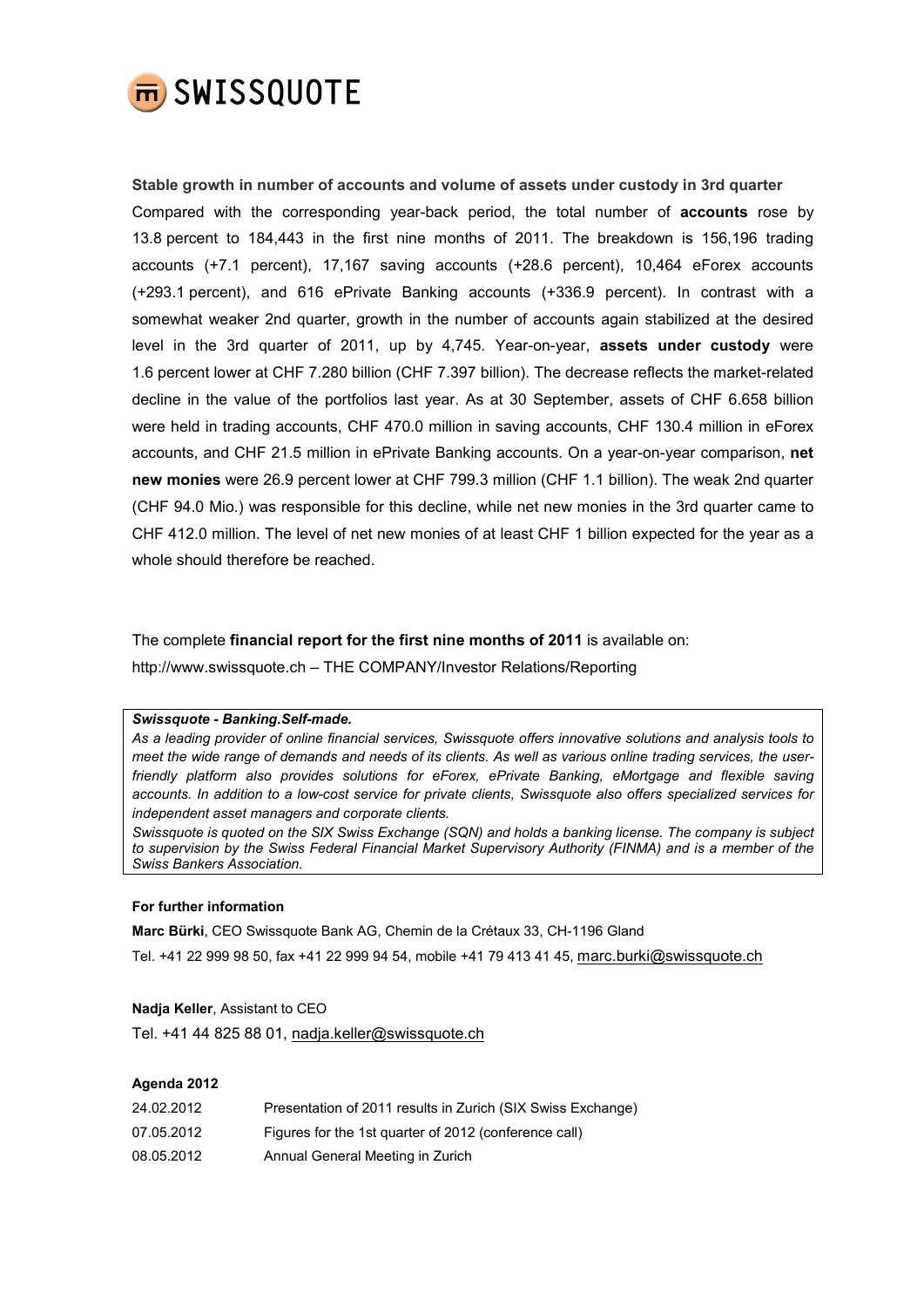**Stable growth in number of accounts and volume of assets under custody in 3rd quarter**

Compared with the corresponding year-back period, the total number of **accounts** rose by 13.8 percent to 184,443 in the first nine months of 2011. The breakdown is 156,196 trading accounts (+7.1 percent), 17,167 saving accounts (+28.6 percent), 10,464 eForex accounts (+293.1 percent), and 616 ePrivate Banking accounts (+336.9 percent). In contrast with a somewhat weaker 2nd quarter, growth in the number of accounts again stabilized at the desired level in the 3rd quarter of 2011, up by 4,745. Year-on-year, **assets under custody** were 1.6 percent lower at CHF 7.280 billion (CHF 7.397 billion). The decrease reflects the market-related decline in the value of the portfolios last year. As at 30 September, assets of CHF 6.658 billion were held in trading accounts, CHF 470.0 million in saving accounts, CHF 130.4 million in eForex accounts, and CHF 21.5 million in ePrivate Banking accounts. On a year-on-year comparison, **net new monies** were 26.9 percent lower at CHF 799.3 million (CHF 1.1 billion). The weak 2nd quarter (CHF 94.0 Mio.) was responsible for this decline, while net new monies in the 3rd quarter came to CHF 412.0 million. The level of net new monies of at least CHF 1 billion expected for the year as a whole should therefore be reached.

The complete **financial report for the first nine months of 2011** is available on:
http://www.swissquote.ch – THE COMPANY/Investor Relations/Reporting

***Swissquote - Banking.Self-made.***

*As a leading provider of online financial services, Swissquote offers innovative solutions and analysis tools to meet the wide range of demands and needs of its clients. As well as various online trading services, the user-friendly platform also provides solutions for eForex, ePrivate Banking, eMortgage and flexible saving accounts. In addition to a low-cost service for private clients, Swissquote also offers specialized services for independent asset managers and corporate clients.*

*Swissquote is quoted on the SIX Swiss Exchange (SQN) and holds a banking license. The company is subject to supervision by the Swiss Federal Financial Market Supervisory Authority (FINMA) and is a member of the Swiss Bankers Association.*

**For further information**

**Marc Bürki**, CEO Swissquote Bank AG, Chemin de la Crétaux 33, CH-1196 Gland
Tel. +41 22 999 98 50, fax +41 22 999 94 54, mobile +41 79 413 41 45, marc.burki@swissquote.ch

**Nadja Keller**, Assistant to CEO
Tel. +41 44 825 88 01, nadja.keller@swissquote.ch

**Agenda 2012**

| | |
|---|---|
| 24.02.2012 | Presentation of 2011 results in Zurich (SIX Swiss Exchange) |
| 07.05.2012 | Figures for the 1st quarter of 2012 (conference call) |
| 08.05.2012 | Annual General Meeting in Zurich |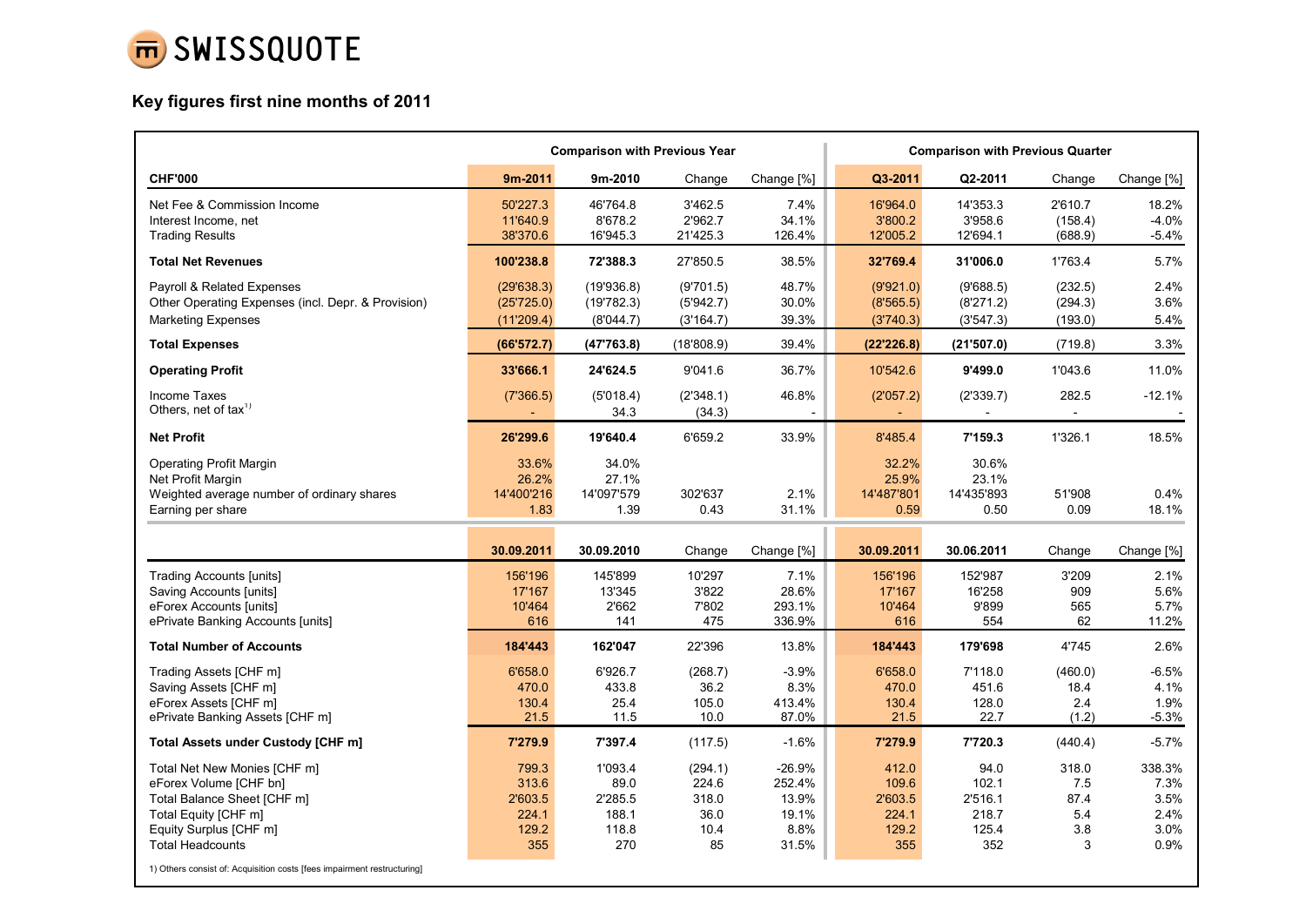# SWISSQUOTE

## Key figures first nine months of 2011

| | Comparison with Previous Year | | | | Comparison with Previous Quarter | | | |
|---|---|---|---|---|---|---|---|---|
| **CHF'000** | **9m-2011** | **9m-2010** | Change | Change [%] | **Q3-2011** | **Q2-2011** | Change | Change [%] |
| Net Fee & Commission Income | 50'227.3 | 46'764.8 | 3'462.5 | 7.4% | 16'964.0 | 14'353.3 | 2'610.7 | 18.2% |
| Interest Income, net | 11'640.9 | 8'678.2 | 2'962.7 | 34.1% | 3'800.2 | 3'958.6 | (158.4) | -4.0% |
| Trading Results | 38'370.6 | 16'945.3 | 21'425.3 | 126.4% | 12'005.2 | 12'694.1 | (688.9) | -5.4% |
| **Total Net Revenues** | **100'238.8** | **72'388.3** | 27'850.5 | 38.5% | **32'769.4** | **31'006.0** | 1'763.4 | 5.7% |
| Payroll & Related Expenses | (29'638.3) | (19'936.8) | (9'701.5) | 48.7% | (9'921.0) | (9'688.5) | (232.5) | 2.4% |
| Other Operating Expenses (incl. Depr. & Provision) | (25'725.0) | (19'782.3) | (5'942.7) | 30.0% | (8'565.5) | (8'271.2) | (294.3) | 3.6% |
| Marketing Expenses | (11'209.4) | (8'044.7) | (3'164.7) | 39.3% | (3'740.3) | (3'547.3) | (193.0) | 5.4% |
| **Total Expenses** | **(66'572.7)** | **(47'763.8)** | (18'808.9) | 39.4% | **(22'226.8)** | **(21'507.0)** | (719.8) | 3.3% |
| **Operating Profit** | **33'666.1** | **24'624.5** | 9'041.6 | 36.7% | 10'542.6 | **9'499.0** | 1'043.6 | 11.0% |
| Income Taxes | (7'366.5) | (5'018.4) | (2'348.1) | 46.8% | (2'057.2) | (2'339.7) | 282.5 | -12.1% |
| Others, net of tax[1] | - | 34.3 | (34.3) | - | - | - | - | - |
| **Net Profit** | **26'299.6** | **19'640.4** | 6'659.2 | 33.9% | 8'485.4 | **7'159.3** | 1'326.1 | 18.5% |
| Operating Profit Margin | 33.6% | 34.0% | | | 32.2% | 30.6% | | |
| Net Profit Margin | 26.2% | 27.1% | | | 25.9% | 23.1% | | |
| Weighted average number of ordinary shares | 14'400'216 | 14'097'579 | 302'637 | 2.1% | 14'487'801 | 14'435'893 | 51'908 | 0.4% |
| Earning per share | 1.83 | 1.39 | 0.43 | 31.1% | 0.59 | 0.50 | 0.09 | 18.1% |

| | **30.09.2011** | **30.09.2010** | Change | Change [%] | **30.09.2011** | **30.06.2011** | Change | Change [%] |
|---|---|---|---|---|---|---|---|---|
| Trading Accounts [units] | 156'196 | 145'899 | 10'297 | 7.1% | 156'196 | 152'987 | 3'209 | 2.1% |
| Saving Accounts [units] | 17'167 | 13'345 | 3'822 | 28.6% | 17'167 | 16'258 | 909 | 5.6% |
| eForex Accounts [units] | 10'464 | 2'662 | 7'802 | 293.1% | 10'464 | 9'899 | 565 | 5.7% |
| ePrivate Banking Accounts [units] | 616 | 141 | 475 | 336.9% | 616 | 554 | 62 | 11.2% |
| **Total Number of Accounts** | **184'443** | **162'047** | 22'396 | 13.8% | **184'443** | **179'698** | 4'745 | 2.6% |
| Trading Assets [CHF m] | 6'658.0 | 6'926.7 | (268.7) | -3.9% | 6'658.0 | 7'118.0 | (460.0) | -6.5% |
| Saving Assets [CHF m] | 470.0 | 433.8 | 36.2 | 8.3% | 470.0 | 451.6 | 18.4 | 4.1% |
| eForex Assets [CHF m] | 130.4 | 25.4 | 105.0 | 413.4% | 130.4 | 128.0 | 2.4 | 1.9% |
| ePrivate Banking Assets [CHF m] | 21.5 | 11.5 | 10.0 | 87.0% | 21.5 | 22.7 | (1.2) | -5.3% |
| **Total Assets under Custody [CHF m]** | **7'279.9** | **7'397.4** | (117.5) | -1.6% | **7'279.9** | **7'720.3** | (440.4) | -5.7% |
| Total Net New Monies [CHF m] | 799.3 | 1'093.4 | (294.1) | -26.9% | 412.0 | 94.0 | 318.0 | 338.3% |
| eForex Volume [CHF bn] | 313.6 | 89.0 | 224.6 | 252.4% | 109.6 | 102.1 | 7.5 | 7.3% |
| Total Balance Sheet [CHF m] | 2'603.5 | 2'285.5 | 318.0 | 13.9% | 2'603.5 | 2'516.1 | 87.4 | 3.5% |
| Total Equity [CHF m] | 224.1 | 188.1 | 36.0 | 19.1% | 224.1 | 218.7 | 5.4 | 2.4% |
| Equity Surplus [CHF m] | 129.2 | 118.8 | 10.4 | 8.8% | 129.2 | 125.4 | 3.8 | 3.0% |
| Total Headcounts | 355 | 270 | 85 | 31.5% | 355 | 352 | 3 | 0.9% |

1) Others consist of: Acquisition costs [fees impairment restructuring]